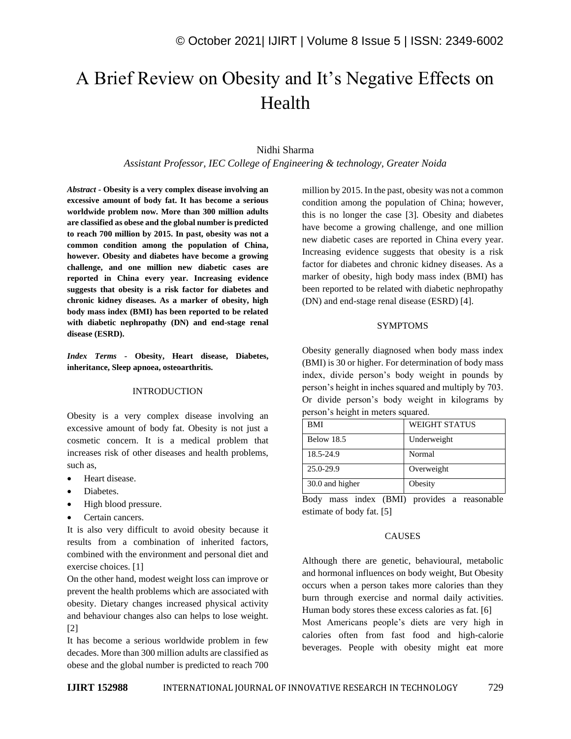// Title and author block
# A Brief Review on Obesity and It's Negative Effects on Health

Nidhi Sharma

*Assistant Professor, IEC College of Engineering & technology, Greater Noida*

***Abstract* - Obesity is a very complex disease involving an excessive amount of body fat. It has become a serious worldwide problem now. More than 300 million adults are classified as obese and the global number is predicted to reach 700 million by 2015. In past, obesity was not a common condition among the population of China, however. Obesity and diabetes have become a growing challenge, and one million new diabetic cases are reported in China every year. Increasing evidence suggests that obesity is a risk factor for diabetes and chronic kidney diseases. As a marker of obesity, high body mass index (BMI) has been reported to be related with diabetic nephropathy (DN) and end-stage renal disease (ESRD).**

***Index Terms* - Obesity, Heart disease, Diabetes, inheritance, Sleep apnoea, osteoarthritis.**

## INTRODUCTION

Obesity is a very complex disease involving an excessive amount of body fat. Obesity is not just a cosmetic concern. It is a medical problem that increases risk of other diseases and health problems, such as,

- Heart disease.
- Diabetes.
- High blood pressure.
- Certain cancers.

It is also very difficult to avoid obesity because it results from a combination of inherited factors, combined with the environment and personal diet and exercise choices. [1]

On the other hand, modest weight loss can improve or prevent the health problems which are associated with obesity. Dietary changes increased physical activity and behaviour changes also can helps to lose weight. [2]

It has become a serious worldwide problem in few decades. More than 300 million adults are classified as obese and the global number is predicted to reach 700 million by 2015. In the past, obesity was not a common condition among the population of China; however, this is no longer the case [3]. Obesity and diabetes have become a growing challenge, and one million new diabetic cases are reported in China every year. Increasing evidence suggests that obesity is a risk factor for diabetes and chronic kidney diseases. As a marker of obesity, high body mass index (BMI) has been reported to be related with diabetic nephropathy (DN) and end-stage renal disease (ESRD) [4].

## SYMPTOMS

Obesity generally diagnosed when body mass index (BMI) is 30 or higher. For determination of body mass index, divide person's body weight in pounds by person's height in inches squared and multiply by 703. Or divide person's body weight in kilograms by person's height in meters squared.

| BMI | WEIGHT STATUS |
|---|---|
| Below 18.5 | Underweight |
| 18.5-24.9 | Normal |
| 25.0-29.9 | Overweight |
| 30.0 and higher | Obesity |

Body mass index (BMI) provides a reasonable estimate of body fat. [5]

## CAUSES

Although there are genetic, behavioural, metabolic and hormonal influences on body weight, But Obesity occurs when a person takes more calories than they burn through exercise and normal daily activities. Human body stores these excess calories as fat. [6]

Most Americans people's diets are very high in calories often from fast food and high-calorie beverages. People with obesity might eat more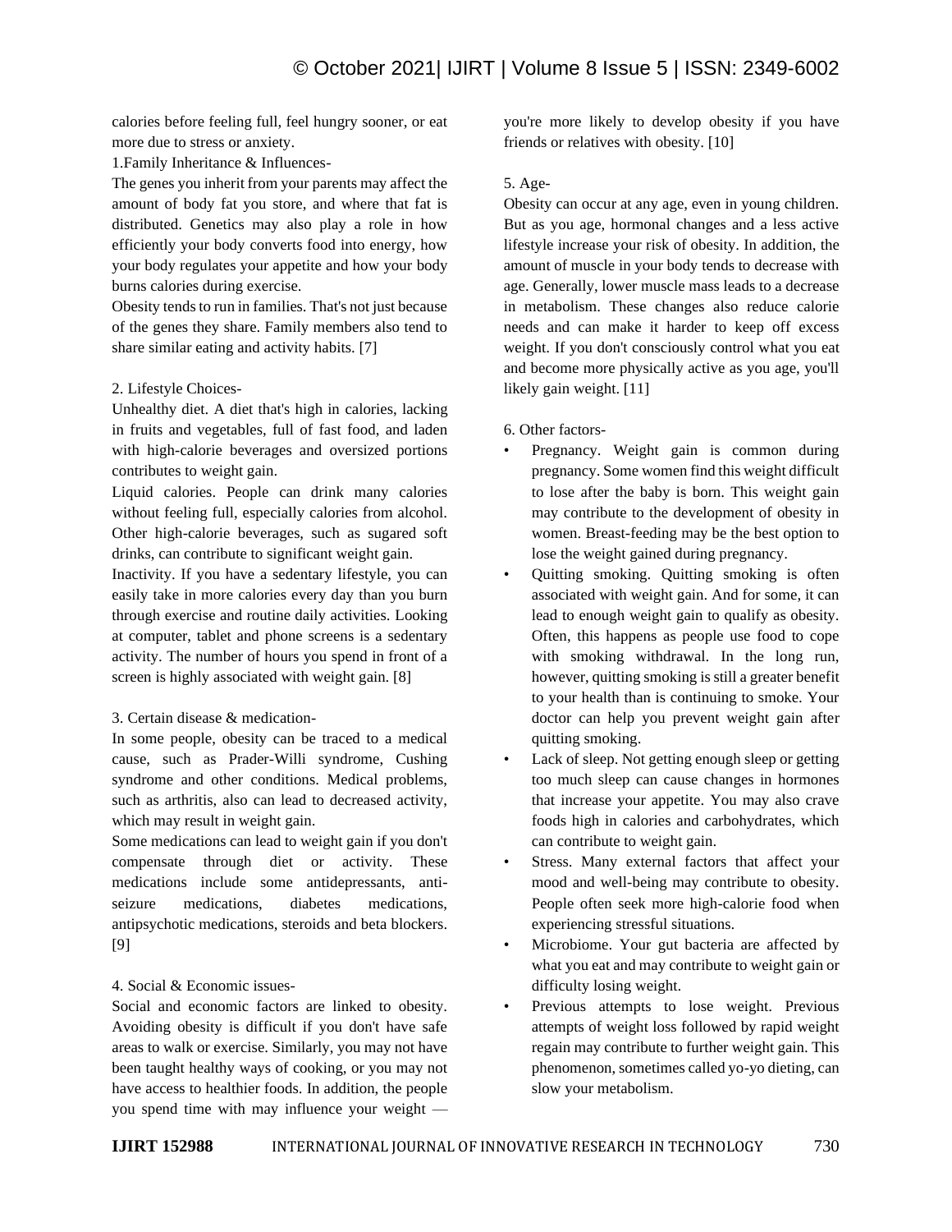calories before feeling full, feel hungry sooner, or eat more due to stress or anxiety.

1.Family Inheritance & Influences-

The genes you inherit from your parents may affect the amount of body fat you store, and where that fat is distributed. Genetics may also play a role in how efficiently your body converts food into energy, how your body regulates your appetite and how your body burns calories during exercise.

Obesity tends to run in families. That's not just because of the genes they share. Family members also tend to share similar eating and activity habits. [7]

2. Lifestyle Choices-

Unhealthy diet. A diet that's high in calories, lacking in fruits and vegetables, full of fast food, and laden with high-calorie beverages and oversized portions contributes to weight gain.

Liquid calories. People can drink many calories without feeling full, especially calories from alcohol. Other high-calorie beverages, such as sugared soft drinks, can contribute to significant weight gain.

Inactivity. If you have a sedentary lifestyle, you can easily take in more calories every day than you burn through exercise and routine daily activities. Looking at computer, tablet and phone screens is a sedentary activity. The number of hours you spend in front of a screen is highly associated with weight gain. [8]

3. Certain disease & medication-

In some people, obesity can be traced to a medical cause, such as Prader-Willi syndrome, Cushing syndrome and other conditions. Medical problems, such as arthritis, also can lead to decreased activity, which may result in weight gain.

Some medications can lead to weight gain if you don't compensate through diet or activity. These medications include some antidepressants, anti-seizure medications, diabetes medications, antipsychotic medications, steroids and beta blockers. [9]

4. Social & Economic issues-

Social and economic factors are linked to obesity. Avoiding obesity is difficult if you don't have safe areas to walk or exercise. Similarly, you may not have been taught healthy ways of cooking, or you may not have access to healthier foods. In addition, the people you spend time with may influence your weight — you're more likely to develop obesity if you have friends or relatives with obesity. [10]

5. Age-

Obesity can occur at any age, even in young children. But as you age, hormonal changes and a less active lifestyle increase your risk of obesity. In addition, the amount of muscle in your body tends to decrease with age. Generally, lower muscle mass leads to a decrease in metabolism. These changes also reduce calorie needs and can make it harder to keep off excess weight. If you don't consciously control what you eat and become more physically active as you age, you'll likely gain weight. [11]

6. Other factors-

- Pregnancy. Weight gain is common during pregnancy. Some women find this weight difficult to lose after the baby is born. This weight gain may contribute to the development of obesity in women. Breast-feeding may be the best option to lose the weight gained during pregnancy.
- Quitting smoking. Quitting smoking is often associated with weight gain. And for some, it can lead to enough weight gain to qualify as obesity. Often, this happens as people use food to cope with smoking withdrawal. In the long run, however, quitting smoking is still a greater benefit to your health than is continuing to smoke. Your doctor can help you prevent weight gain after quitting smoking.
- Lack of sleep. Not getting enough sleep or getting too much sleep can cause changes in hormones that increase your appetite. You may also crave foods high in calories and carbohydrates, which can contribute to weight gain.
- Stress. Many external factors that affect your mood and well-being may contribute to obesity. People often seek more high-calorie food when experiencing stressful situations.
- Microbiome. Your gut bacteria are affected by what you eat and may contribute to weight gain or difficulty losing weight.
- Previous attempts to lose weight. Previous attempts of weight loss followed by rapid weight regain may contribute to further weight gain. This phenomenon, sometimes called yo-yo dieting, can slow your metabolism.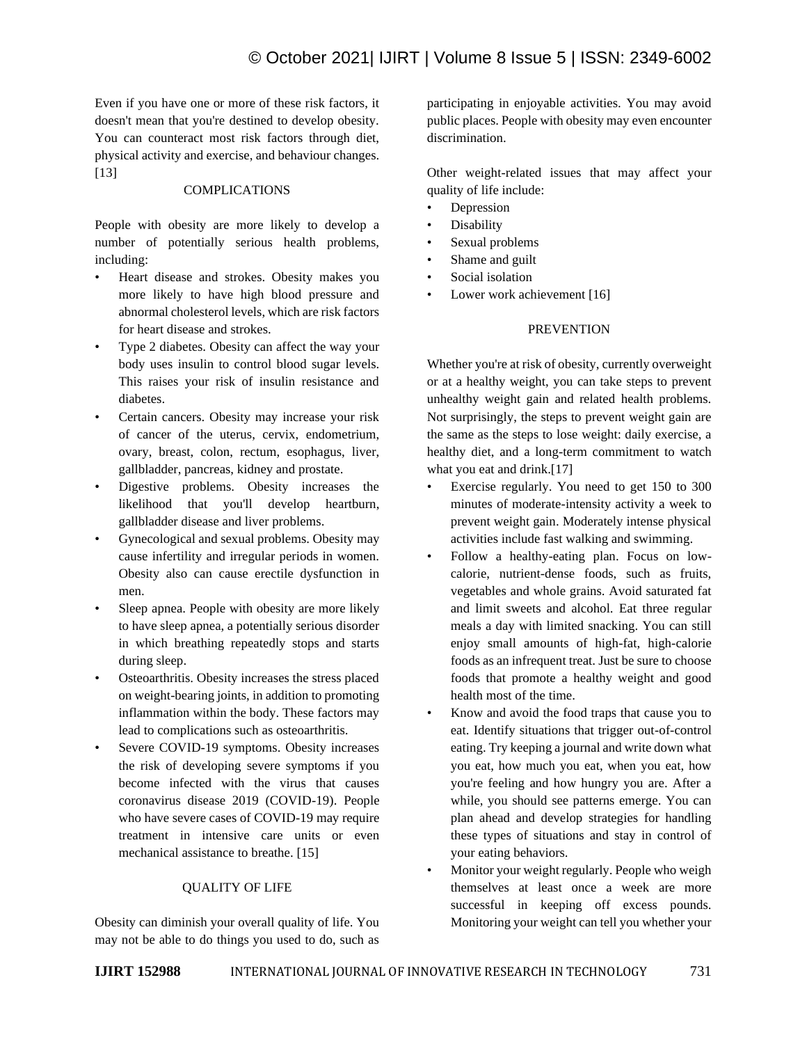Even if you have one or more of these risk factors, it doesn't mean that you're destined to develop obesity. You can counteract most risk factors through diet, physical activity and exercise, and behaviour changes.[13]

## COMPLICATIONS

People with obesity are more likely to develop a number of potentially serious health problems, including:

- Heart disease and strokes. Obesity makes you more likely to have high blood pressure and abnormal cholesterol levels, which are risk factors for heart disease and strokes.
- Type 2 diabetes. Obesity can affect the way your body uses insulin to control blood sugar levels. This raises your risk of insulin resistance and diabetes.
- Certain cancers. Obesity may increase your risk of cancer of the uterus, cervix, endometrium, ovary, breast, colon, rectum, esophagus, liver, gallbladder, pancreas, kidney and prostate.
- Digestive problems. Obesity increases the likelihood that you'll develop heartburn, gallbladder disease and liver problems.
- Gynecological and sexual problems. Obesity may cause infertility and irregular periods in women. Obesity also can cause erectile dysfunction in men.
- Sleep apnea. People with obesity are more likely to have sleep apnea, a potentially serious disorder in which breathing repeatedly stops and starts during sleep.
- Osteoarthritis. Obesity increases the stress placed on weight-bearing joints, in addition to promoting inflammation within the body. These factors may lead to complications such as osteoarthritis.
- Severe COVID-19 symptoms. Obesity increases the risk of developing severe symptoms if you become infected with the virus that causes coronavirus disease 2019 (COVID-19). People who have severe cases of COVID-19 may require treatment in intensive care units or even mechanical assistance to breathe. [15]

## QUALITY OF LIFE

Obesity can diminish your overall quality of life. You may not be able to do things you used to do, such as participating in enjoyable activities. You may avoid public places. People with obesity may even encounter discrimination.

Other weight-related issues that may affect your quality of life include:

- Depression
- Disability
- Sexual problems
- Shame and guilt
- Social isolation
- Lower work achievement [16]

## PREVENTION

Whether you're at risk of obesity, currently overweight or at a healthy weight, you can take steps to prevent unhealthy weight gain and related health problems. Not surprisingly, the steps to prevent weight gain are the same as the steps to lose weight: daily exercise, a healthy diet, and a long-term commitment to watch what you eat and drink.[17]

- Exercise regularly. You need to get 150 to 300 minutes of moderate-intensity activity a week to prevent weight gain. Moderately intense physical activities include fast walking and swimming.
- Follow a healthy-eating plan. Focus on low-calorie, nutrient-dense foods, such as fruits, vegetables and whole grains. Avoid saturated fat and limit sweets and alcohol. Eat three regular meals a day with limited snacking. You can still enjoy small amounts of high-fat, high-calorie foods as an infrequent treat. Just be sure to choose foods that promote a healthy weight and good health most of the time.
- Know and avoid the food traps that cause you to eat. Identify situations that trigger out-of-control eating. Try keeping a journal and write down what you eat, how much you eat, when you eat, how you're feeling and how hungry you are. After a while, you should see patterns emerge. You can plan ahead and develop strategies for handling these types of situations and stay in control of your eating behaviors.
- Monitor your weight regularly. People who weigh themselves at least once a week are more successful in keeping off excess pounds. Monitoring your weight can tell you whether your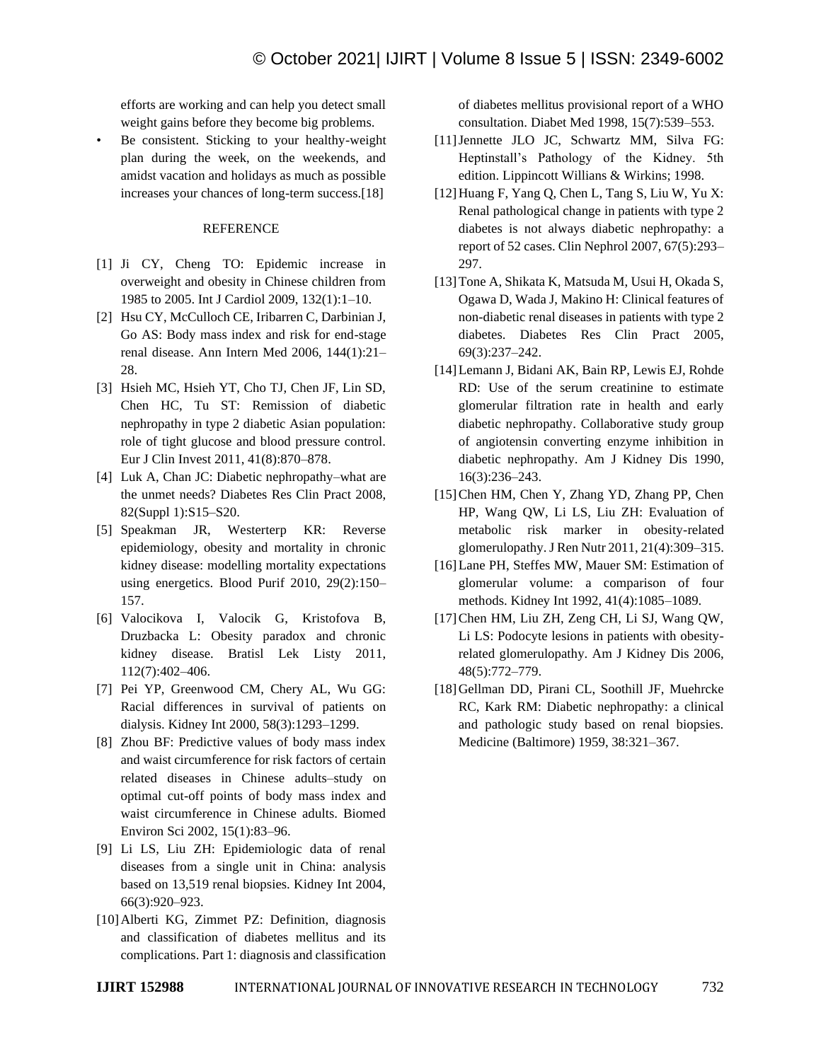efforts are working and can help you detect small weight gains before they become big problems.

- Be consistent. Sticking to your healthy-weight plan during the week, on the weekends, and amidst vacation and holidays as much as possible increases your chances of long-term success.[18]

## REFERENCE

[1] Ji CY, Cheng TO: Epidemic increase in overweight and obesity in Chinese children from 1985 to 2005. Int J Cardiol 2009, 132(1):1–10.

[2] Hsu CY, McCulloch CE, Iribarren C, Darbinian J, Go AS: Body mass index and risk for end-stage renal disease. Ann Intern Med 2006, 144(1):21–28.

[3] Hsieh MC, Hsieh YT, Cho TJ, Chen JF, Lin SD, Chen HC, Tu ST: Remission of diabetic nephropathy in type 2 diabetic Asian population: role of tight glucose and blood pressure control. Eur J Clin Invest 2011, 41(8):870–878.

[4] Luk A, Chan JC: Diabetic nephropathy–what are the unmet needs? Diabetes Res Clin Pract 2008, 82(Suppl 1):S15–S20.

[5] Speakman JR, Westerterp KR: Reverse epidemiology, obesity and mortality in chronic kidney disease: modelling mortality expectations using energetics. Blood Purif 2010, 29(2):150–157.

[6] Valocikova I, Valocik G, Kristofova B, Druzbacka L: Obesity paradox and chronic kidney disease. Bratisl Lek Listy 2011, 112(7):402–406.

[7] Pei YP, Greenwood CM, Chery AL, Wu GG: Racial differences in survival of patients on dialysis. Kidney Int 2000, 58(3):1293–1299.

[8] Zhou BF: Predictive values of body mass index and waist circumference for risk factors of certain related diseases in Chinese adults–study on optimal cut-off points of body mass index and waist circumference in Chinese adults. Biomed Environ Sci 2002, 15(1):83–96.

[9] Li LS, Liu ZH: Epidemiologic data of renal diseases from a single unit in China: analysis based on 13,519 renal biopsies. Kidney Int 2004, 66(3):920–923.

[10] Alberti KG, Zimmet PZ: Definition, diagnosis and classification of diabetes mellitus and its complications. Part 1: diagnosis and classification of diabetes mellitus provisional report of a WHO consultation. Diabet Med 1998, 15(7):539–553.

[11] Jennette JLO JC, Schwartz MM, Silva FG: Heptinstall's Pathology of the Kidney. 5th edition. Lippincott Willians & Wirkins; 1998.

[12] Huang F, Yang Q, Chen L, Tang S, Liu W, Yu X: Renal pathological change in patients with type 2 diabetes is not always diabetic nephropathy: a report of 52 cases. Clin Nephrol 2007, 67(5):293–297.

[13] Tone A, Shikata K, Matsuda M, Usui H, Okada S, Ogawa D, Wada J, Makino H: Clinical features of non-diabetic renal diseases in patients with type 2 diabetes. Diabetes Res Clin Pract 2005, 69(3):237–242.

[14] Lemann J, Bidani AK, Bain RP, Lewis EJ, Rohde RD: Use of the serum creatinine to estimate glomerular filtration rate in health and early diabetic nephropathy. Collaborative study group of angiotensin converting enzyme inhibition in diabetic nephropathy. Am J Kidney Dis 1990, 16(3):236–243.

[15] Chen HM, Chen Y, Zhang YD, Zhang PP, Chen HP, Wang QW, Li LS, Liu ZH: Evaluation of metabolic risk marker in obesity-related glomerulopathy. J Ren Nutr 2011, 21(4):309–315.

[16] Lane PH, Steffes MW, Mauer SM: Estimation of glomerular volume: a comparison of four methods. Kidney Int 1992, 41(4):1085–1089.

[17] Chen HM, Liu ZH, Zeng CH, Li SJ, Wang QW, Li LS: Podocyte lesions in patients with obesity-related glomerulopathy. Am J Kidney Dis 2006, 48(5):772–779.

[18] Gellman DD, Pirani CL, Soothill JF, Muehrcke RC, Kark RM: Diabetic nephropathy: a clinical and pathologic study based on renal biopsies. Medicine (Baltimore) 1959, 38:321–367.